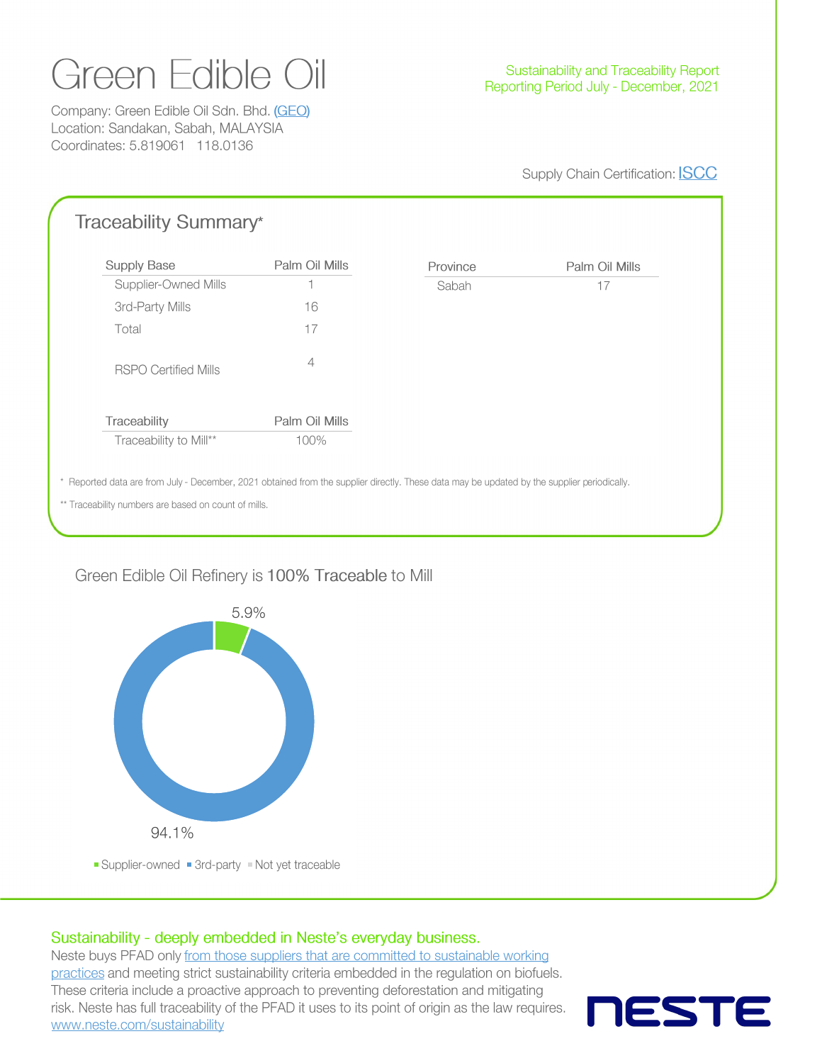# Green Edible Oil

Company: Green Edible Oil Sdn. Bhd. (GEO)
Location: Sandakan, Sabah, MALAYSIA
Coordinates: 5.819061 118.0136

Sustainability and Traceability Report
Reporting Period July - December, 2021

Supply Chain Certification: ISCC

## Traceability Summary*

| Supply Base | Palm Oil Mills |
|---|---|
| Supplier-Owned Mills | 1 |
| 3rd-Party Mills | 16 |
| Total | 17 |
| RSPO Certified Mills | 4 |

| Province | Palm Oil Mills |
|---|---|
| Sabah | 17 |

| Traceability | Palm Oil Mills |
|---|---|
| Traceability to Mill** | 100% |

\* Reported data are from July - December, 2021 obtained from the supplier directly. These data may be updated by the supplier periodically.

** Traceability numbers are based on count of mills.

## Green Edible Oil Refinery is 100% Traceable to Mill

5.9%

94.1%

Supplier-owned, 3rd-party, Not yet traceable

## Sustainability - deeply embedded in Neste's everyday business.

Neste buys PFAD only from those suppliers that are committed to sustainable working practices and meeting strict sustainability criteria embedded in the regulation on biofuels. These criteria include a proactive approach to preventing deforestation and mitigating risk. Neste has full traceability of the PFAD it uses to its point of origin as the law requires.
www.neste.com/sustainability

NESTE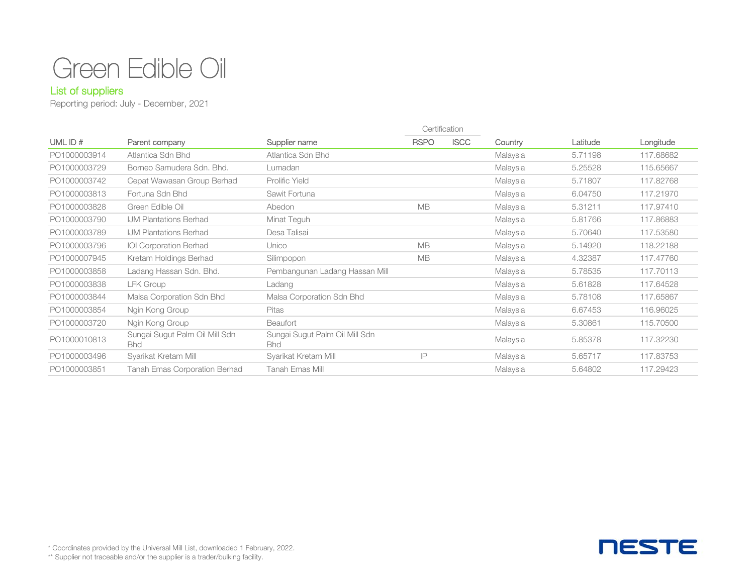# Green Edible Oil

## List of suppliers

Reporting period: July - December, 2021

| UML ID # | Parent company | Supplier name | Certification | | Country | Latitude | Longitude |
|---|---|---|---|---|---|---|---|
| | | | RSPO | ISCC | | | |
| PO1000003914 | Atlantica Sdn Bhd | Atlantica Sdn Bhd | | | Malaysia | 5.71198 | 117.68682 |
| PO1000003729 | Borneo Samudera Sdn. Bhd. | Lumadan | | | Malaysia | 5.25528 | 115.65667 |
| PO1000003742 | Cepat Wawasan Group Berhad | Prolific Yield | | | Malaysia | 5.71807 | 117.82768 |
| PO1000003813 | Fortuna Sdn Bhd | Sawit Fortuna | | | Malaysia | 6.04750 | 117.21970 |
| PO1000003828 | Green Edible Oil | Abedon | MB | | Malaysia | 5.31211 | 117.97410 |
| PO1000003790 | IJM Plantations Berhad | Minat Teguh | | | Malaysia | 5.81766 | 117.86883 |
| PO1000003789 | IJM Plantations Berhad | Desa Talisai | | | Malaysia | 5.70640 | 117.53580 |
| PO1000003796 | IOI Corporation Berhad | Unico | MB | | Malaysia | 5.14920 | 118.22188 |
| PO1000007945 | Kretam Holdings Berhad | Silimpopon | MB | | Malaysia | 4.32387 | 117.47760 |
| PO1000003858 | Ladang Hassan Sdn. Bhd. | Pembangunan Ladang Hassan Mill | | | Malaysia | 5.78535 | 117.70113 |
| PO1000003838 | LFK Group | Ladang | | | Malaysia | 5.61828 | 117.64528 |
| PO1000003844 | Malsa Corporation Sdn Bhd | Malsa Corporation Sdn Bhd | | | Malaysia | 5.78108 | 117.65867 |
| PO1000003854 | Ngin Kong Group | Pitas | | | Malaysia | 6.67453 | 116.96025 |
| PO1000003720 | Ngin Kong Group | Beaufort | | | Malaysia | 5.30861 | 115.70500 |
| PO1000010813 | Sungai Sugut Palm Oil Mill Sdn Bhd | Sungai Sugut Palm Oil Mill Sdn Bhd | | | Malaysia | 5.85378 | 117.32230 |
| PO1000003496 | Syarikat Kretam Mill | Syarikat Kretam Mill | IP | | Malaysia | 5.65717 | 117.83753 |
| PO1000003851 | Tanah Emas Corporation Berhad | Tanah Emas Mill | | | Malaysia | 5.64802 | 117.29423 |

* Coordinates provided by the Universal Mill List, downloaded 1 February, 2022.

** Supplier not traceable and/or the supplier is a trader/bulking facility.